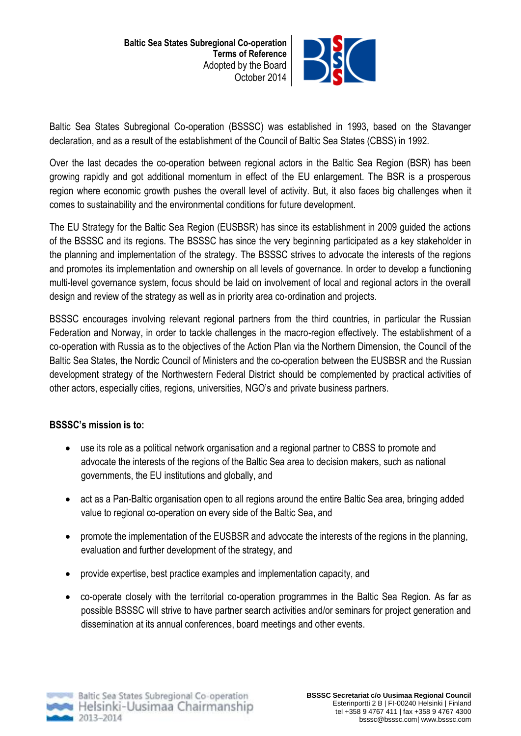**Baltic Sea States Subregional Co-operation**
**Terms of Reference**
Adopted by the Board
October 2014

Baltic Sea States Subregional Co-operation (BSSSC) was established in 1993, based on the Stavanger declaration, and as a result of the establishment of the Council of Baltic Sea States (CBSS) in 1992.

Over the last decades the co-operation between regional actors in the Baltic Sea Region (BSR) has been growing rapidly and got additional momentum in effect of the EU enlargement. The BSR is a prosperous region where economic growth pushes the overall level of activity. But, it also faces big challenges when it comes to sustainability and the environmental conditions for future development.

The EU Strategy for the Baltic Sea Region (EUSBSR) has since its establishment in 2009 guided the actions of the BSSSC and its regions. The BSSSC has since the very beginning participated as a key stakeholder in the planning and implementation of the strategy. The BSSSC strives to advocate the interests of the regions and promotes its implementation and ownership on all levels of governance. In order to develop a functioning multi-level governance system, focus should be laid on involvement of local and regional actors in the overall design and review of the strategy as well as in priority area co-ordination and projects.

BSSSC encourages involving relevant regional partners from the third countries, in particular the Russian Federation and Norway, in order to tackle challenges in the macro-region effectively. The establishment of a co-operation with Russia as to the objectives of the Action Plan via the Northern Dimension, the Council of the Baltic Sea States, the Nordic Council of Ministers and the co-operation between the EUSBSR and the Russian development strategy of the Northwestern Federal District should be complemented by practical activities of other actors, especially cities, regions, universities, NGO's and private business partners.

**BSSSC's mission is to:**

- use its role as a political network organisation and a regional partner to CBSS to promote and advocate the interests of the regions of the Baltic Sea area to decision makers, such as national governments, the EU institutions and globally, and
- act as a Pan-Baltic organisation open to all regions around the entire Baltic Sea area, bringing added value to regional co-operation on every side of the Baltic Sea, and
- promote the implementation of the EUSBSR and advocate the interests of the regions in the planning, evaluation and further development of the strategy, and
- provide expertise, best practice examples and implementation capacity, and
- co-operate closely with the territorial co-operation programmes in the Baltic Sea Region. As far as possible BSSSC will strive to have partner search activities and/or seminars for project generation and dissemination at its annual conferences, board meetings and other events.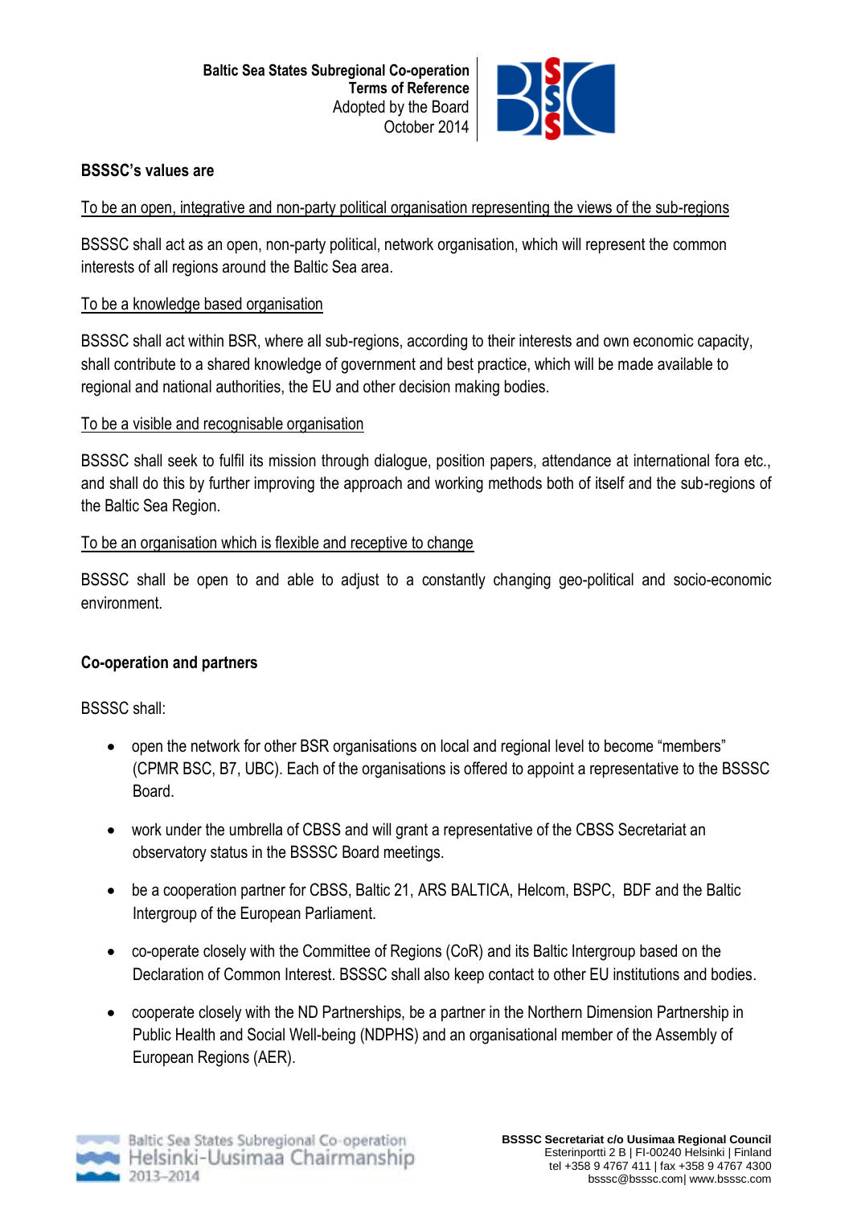**BSSSC's values are**

To be an open, integrative and non-party political organisation representing the views of the sub-regions

BSSSC shall act as an open, non-party political, network organisation, which will represent the common interests of all regions around the Baltic Sea area.

To be a knowledge based organisation

BSSSC shall act within BSR, where all sub-regions, according to their interests and own economic capacity, shall contribute to a shared knowledge of government and best practice, which will be made available to regional and national authorities, the EU and other decision making bodies.

To be a visible and recognisable organisation

BSSSC shall seek to fulfil its mission through dialogue, position papers, attendance at international fora etc., and shall do this by further improving the approach and working methods both of itself and the sub-regions of the Baltic Sea Region.

To be an organisation which is flexible and receptive to change

BSSSC shall be open to and able to adjust to a constantly changing geo-political and socio-economic environment.

**Co-operation and partners**

BSSSC shall:

- open the network for other BSR organisations on local and regional level to become "members" (CPMR BSC, B7, UBC). Each of the organisations is offered to appoint a representative to the BSSSC Board.
- work under the umbrella of CBSS and will grant a representative of the CBSS Secretariat an observatory status in the BSSSC Board meetings.
- be a cooperation partner for CBSS, Baltic 21, ARS BALTICA, Helcom, BSPC, BDF and the Baltic Intergroup of the European Parliament.
- co-operate closely with the Committee of Regions (CoR) and its Baltic Intergroup based on the Declaration of Common Interest. BSSSC shall also keep contact to other EU institutions and bodies.
- cooperate closely with the ND Partnerships, be a partner in the Northern Dimension Partnership in Public Health and Social Well-being (NDPHS) and an organisational member of the Assembly of European Regions (AER).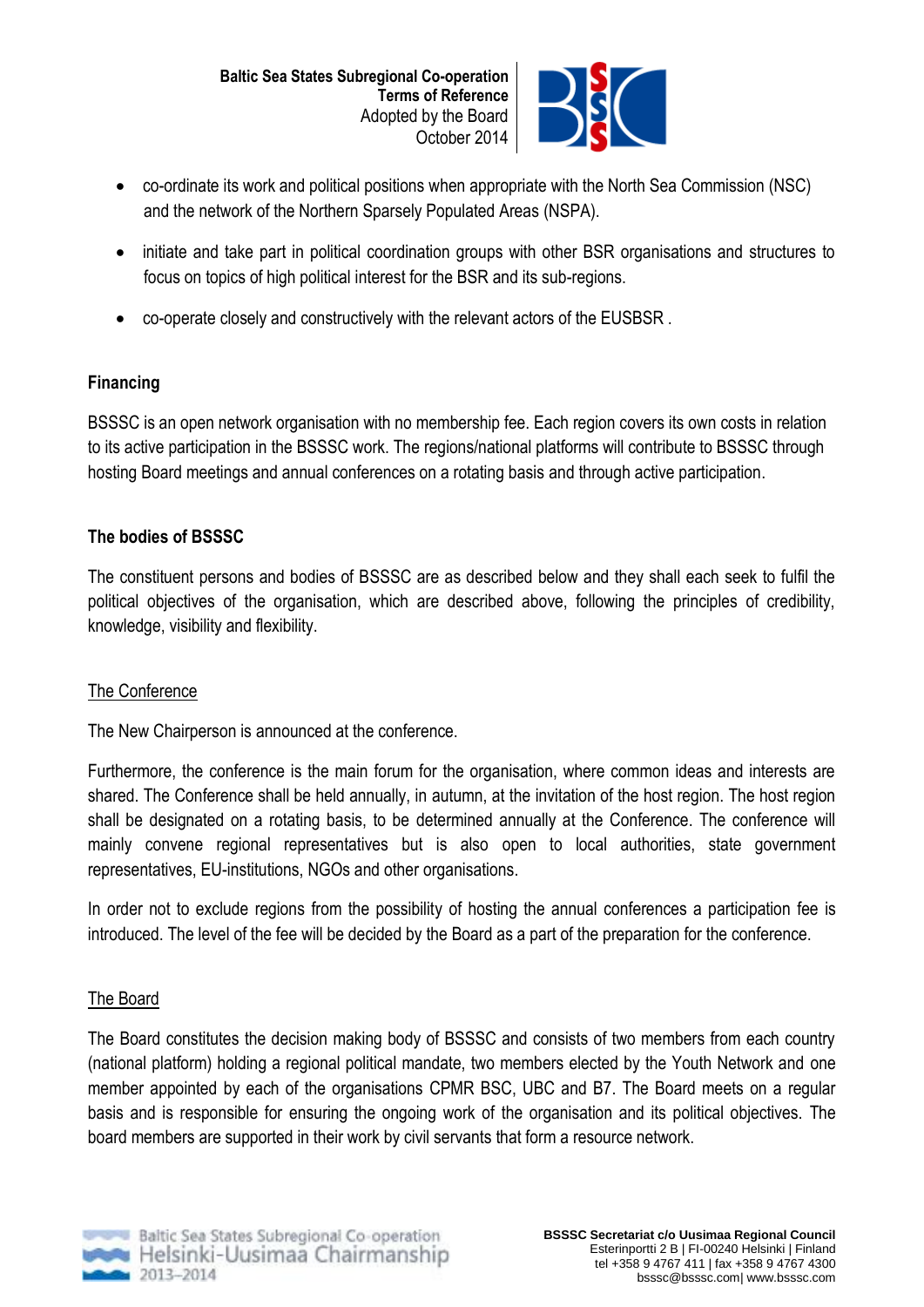- co-ordinate its work and political positions when appropriate with the North Sea Commission (NSC) and the network of the Northern Sparsely Populated Areas (NSPA).

- initiate and take part in political coordination groups with other BSR organisations and structures to focus on topics of high political interest for the BSR and its sub-regions.

- co-operate closely and constructively with the relevant actors of the EUSBSR .

**Financing**

BSSSC is an open network organisation with no membership fee. Each region covers its own costs in relation to its active participation in the BSSSC work. The regions/national platforms will contribute to BSSSC through hosting Board meetings and annual conferences on a rotating basis and through active participation.

**The bodies of BSSSC**

The constituent persons and bodies of BSSSC are as described below and they shall each seek to fulfil the political objectives of the organisation, which are described above, following the principles of credibility, knowledge, visibility and flexibility.

<u>The Conference</u>

The New Chairperson is announced at the conference.

Furthermore, the conference is the main forum for the organisation, where common ideas and interests are shared. The Conference shall be held annually, in autumn, at the invitation of the host region. The host region shall be designated on a rotating basis, to be determined annually at the Conference. The conference will mainly convene regional representatives but is also open to local authorities, state government representatives, EU-institutions, NGOs and other organisations.

In order not to exclude regions from the possibility of hosting the annual conferences a participation fee is introduced. The level of the fee will be decided by the Board as a part of the preparation for the conference.

<u>The Board</u>

The Board constitutes the decision making body of BSSSC and consists of two members from each country (national platform) holding a regional political mandate, two members elected by the Youth Network and one member appointed by each of the organisations CPMR BSC, UBC and B7. The Board meets on a regular basis and is responsible for ensuring the ongoing work of the organisation and its political objectives. The board members are supported in their work by civil servants that form a resource network.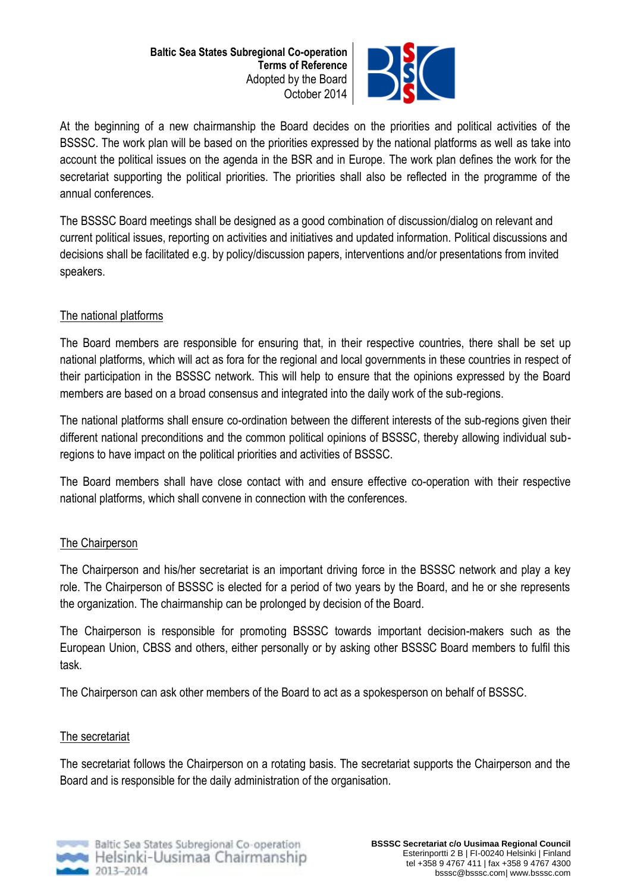At the beginning of a new chairmanship the Board decides on the priorities and political activities of the BSSSC. The work plan will be based on the priorities expressed by the national platforms as well as take into account the political issues on the agenda in the BSR and in Europe. The work plan defines the work for the secretariat supporting the political priorities. The priorities shall also be reflected in the programme of the annual conferences.

The BSSSC Board meetings shall be designed as a good combination of discussion/dialog on relevant and current political issues, reporting on activities and initiatives and updated information. Political discussions and decisions shall be facilitated e.g. by policy/discussion papers, interventions and/or presentations from invited speakers.

## The national platforms

The Board members are responsible for ensuring that, in their respective countries, there shall be set up national platforms, which will act as fora for the regional and local governments in these countries in respect of their participation in the BSSSC network. This will help to ensure that the opinions expressed by the Board members are based on a broad consensus and integrated into the daily work of the sub-regions.

The national platforms shall ensure co-ordination between the different interests of the sub-regions given their different national preconditions and the common political opinions of BSSSC, thereby allowing individual sub-regions to have impact on the political priorities and activities of BSSSC.

The Board members shall have close contact with and ensure effective co-operation with their respective national platforms, which shall convene in connection with the conferences.

## The Chairperson

The Chairperson and his/her secretariat is an important driving force in the BSSSC network and play a key role. The Chairperson of BSSSC is elected for a period of two years by the Board, and he or she represents the organization. The chairmanship can be prolonged by decision of the Board.

The Chairperson is responsible for promoting BSSSC towards important decision-makers such as the European Union, CBSS and others, either personally or by asking other BSSSC Board members to fulfil this task.

The Chairperson can ask other members of the Board to act as a spokesperson on behalf of BSSSC.

## The secretariat

The secretariat follows the Chairperson on a rotating basis. The secretariat supports the Chairperson and the Board and is responsible for the daily administration of the organisation.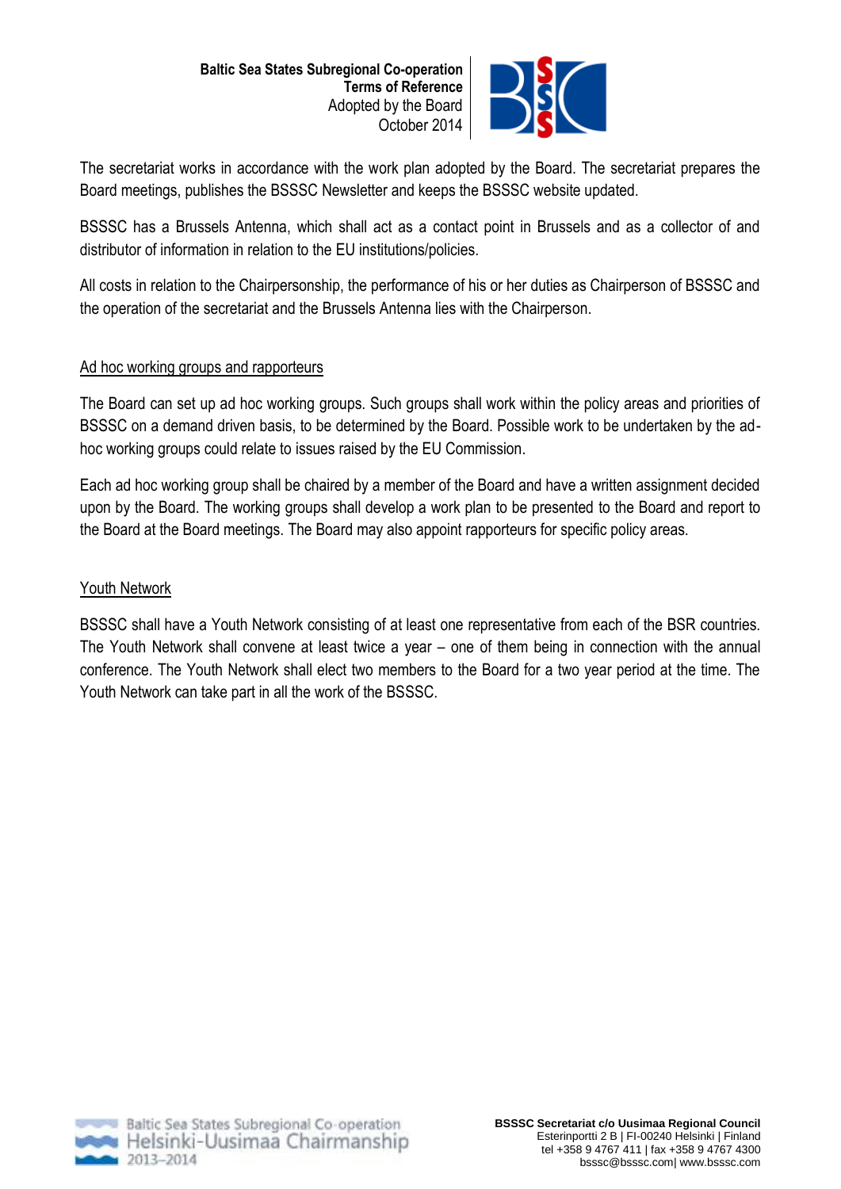The secretariat works in accordance with the work plan adopted by the Board. The secretariat prepares the Board meetings, publishes the BSSSC Newsletter and keeps the BSSSC website updated.

BSSSC has a Brussels Antenna, which shall act as a contact point in Brussels and as a collector of and distributor of information in relation to the EU institutions/policies.

All costs in relation to the Chairpersonship, the performance of his or her duties as Chairperson of BSSSC and the operation of the secretariat and the Brussels Antenna lies with the Chairperson.

## Ad hoc working groups and rapporteurs

The Board can set up ad hoc working groups. Such groups shall work within the policy areas and priorities of BSSSC on a demand driven basis, to be determined by the Board. Possible work to be undertaken by the ad-hoc working groups could relate to issues raised by the EU Commission.

Each ad hoc working group shall be chaired by a member of the Board and have a written assignment decided upon by the Board. The working groups shall develop a work plan to be presented to the Board and report to the Board at the Board meetings. The Board may also appoint rapporteurs for specific policy areas.

## Youth Network

BSSSC shall have a Youth Network consisting of at least one representative from each of the BSR countries. The Youth Network shall convene at least twice a year – one of them being in connection with the annual conference. The Youth Network shall elect two members to the Board for a two year period at the time. The Youth Network can take part in all the work of the BSSSC.